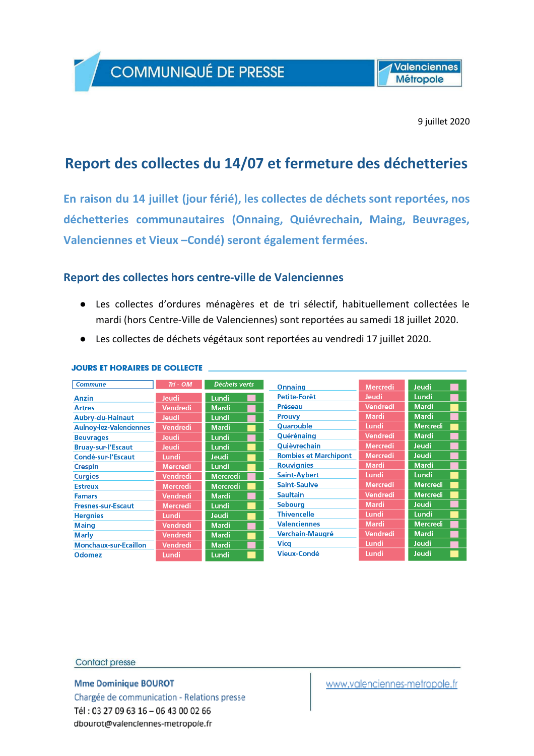COMMUNIQUÉ DE PRESSE

Valenciennes Métropole

9 juillet 2020

# Report des collectes du 14/07 et fermeture des déchetteries

**En raison du 14 juillet (jour férié), les collectes de déchets sont reportées, nos déchetteries communautaires (Onnaing, Quiévrechain, Maing, Beuvrages, Valenciennes et Vieux –Condé) seront également fermées.**

## Report des collectes hors centre-ville de Valenciennes

- Les collectes d'ordures ménagères et de tri sélectif, habituellement collectées le mardi (hors Centre-Ville de Valenciennes) sont reportées au samedi 18 juillet 2020.
- Les collectes de déchets végétaux sont reportées au vendredi 17 juillet 2020.

### JOURS ET HORAIRES DE COLLECTE

| Commune | Tri - OM | Déchets verts |
|---|---|---|
| Anzin | Jeudi | Lundi |
| Artres | Vendredi | Mardi |
| Aubry-du-Hainaut | Jeudi | Lundi |
| Aulnoy-lez-Valenciennes | Vendredi | Mardi |
| Beuvrages | Jeudi | Lundi |
| Bruay-sur-l'Escaut | Jeudi | Lundi |
| Condé-sur-l'Escaut | Lundi | Jeudi |
| Crespin | Mercredi | Lundi |
| Curgies | Vendredi | Mercredi |
| Estreux | Mercredi | Mercredi |
| Famars | Vendredi | Mardi |
| Fresnes-sur-Escaut | Mercredi | Lundi |
| Hergnies | Lundi | Jeudi |
| Maing | Vendredi | Mardi |
| Marly | Vendredi | Mardi |
| Monchaux-sur-Ecaillon | Vendredi | Mardi |
| Odomez | Lundi | Lundi |
| Onnaing | Mercredi | Jeudi |
| Petite-Forêt | Jeudi | Lundi |
| Préseau | Vendredi | Mardi |
| Prouvy | Mardi | Mardi |
| Quarouble | Lundi | Mercredi |
| Quérénaing | Vendredi | Mardi |
| Quièvrechain | Mercredi | Jeudi |
| Rombies et Marchipont | Mercredi | Jeudi |
| Rouvignies | Mardi | Mardi |
| Saint-Aybert | Lundi | Lundi |
| Saint-Saulve | Mercredi | Mercredi |
| Saultain | Vendredi | Mercredi |
| Sebourg | Mardi | Jeudi |
| Thivencelle | Lundi | Lundi |
| Valenciennes | Mardi | Mercredi |
| Verchain-Maugré | Vendredi | Mardi |
| Vicq | Lundi | Jeudi |
| Vieux-Condé | Lundi | Jeudi |

Contact presse

**Mme Dominique BOUROT**
Chargée de communication - Relations presse
Tél : 03 27 09 63 16 – 06 43 00 02 66
dbourot@valenciennes-metropole.fr

www.valenciennes-metropole.fr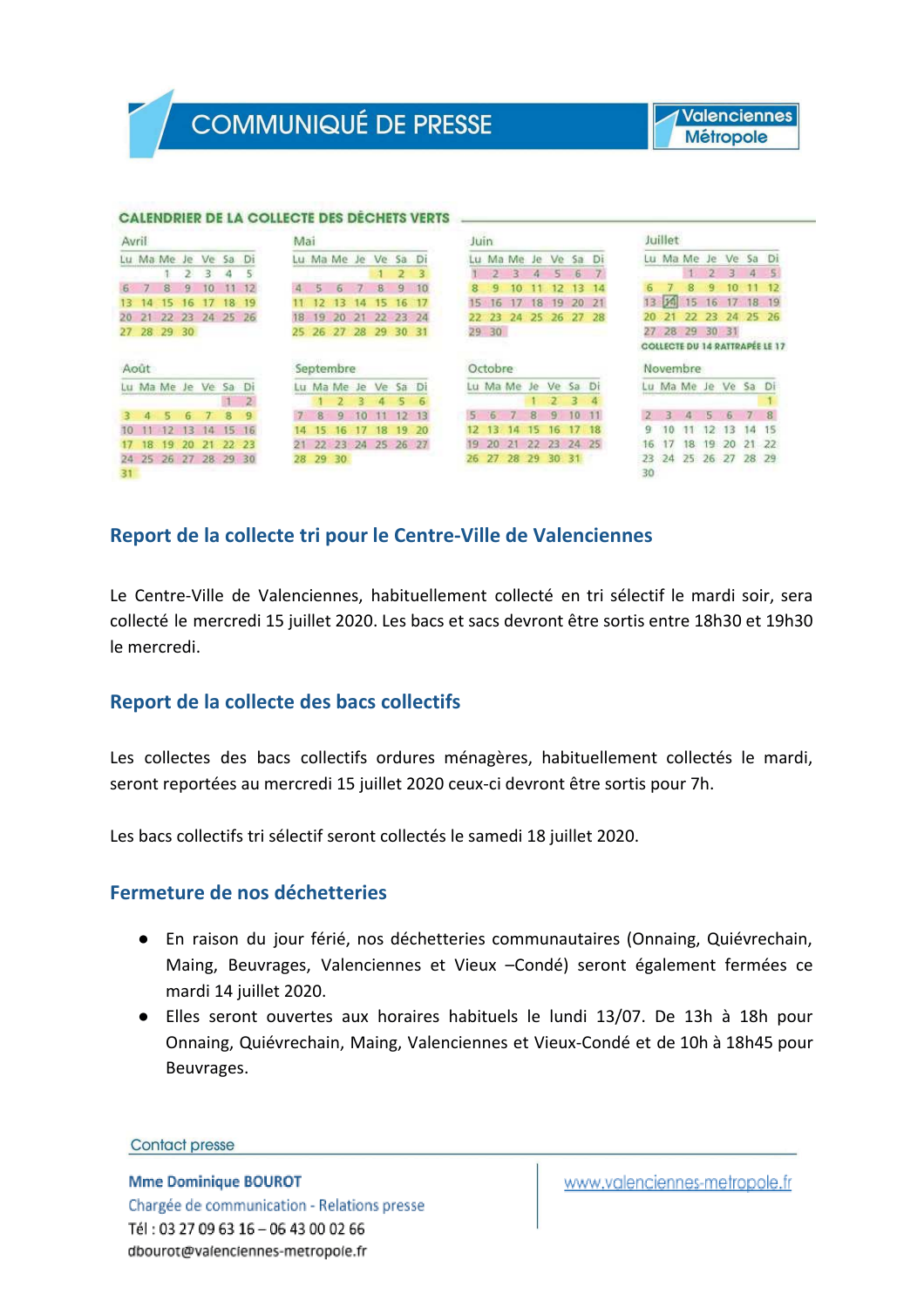# COMMUNIQUÉ DE PRESSE

Valenciennes Métropole

**CALENDRIER DE LA COLLECTE DES DÉCHETS VERTS**

**Avril**

| Lu | Ma | Me | Je | Ve | Sa | Di |
|---|---|---|---|---|---|---|
| | | 1 | 2 | 3 | 4 | 5 |
| 6 | 7 | 8 | 9 | 10 | 11 | 12 |
| 13 | 14 | 15 | 16 | 17 | 18 | 19 |
| 20 | 21 | 22 | 23 | 24 | 25 | 26 |
| 27 | 28 | 29 | 30 | | | |

**Mai**

| Lu | Ma | Me | Je | Ve | Sa | Di |
|---|---|---|---|---|---|---|
| | | | | 1 | 2 | 3 |
| 4 | 5 | 6 | 7 | 8 | 9 | 10 |
| 11 | 12 | 13 | 14 | 15 | 16 | 17 |
| 18 | 19 | 20 | 21 | 22 | 23 | 24 |
| 25 | 26 | 27 | 28 | 29 | 30 | 31 |

**Juin**

| Lu | Ma | Me | Je | Ve | Sa | Di |
|---|---|---|---|---|---|---|
| 1 | 2 | 3 | 4 | 5 | 6 | 7 |
| 8 | 9 | 10 | 11 | 12 | 13 | 14 |
| 15 | 16 | 17 | 18 | 19 | 20 | 21 |
| 22 | 23 | 24 | 25 | 26 | 27 | 28 |
| 29 | 30 | | | | | |

**Juillet**

| Lu | Ma | Me | Je | Ve | Sa | Di |
|---|---|---|---|---|---|---|
| | | 1 | 2 | 3 | 4 | 5 |
| 6 | 7 | 8 | 9 | 10 | 11 | 12 |
| 13 | 14 | 15 | 16 | 17 | 18 | 19 |
| 20 | 21 | 22 | 23 | 24 | 25 | 26 |
| 27 | 28 | 29 | 30 | 31 | | |

COLLECTE DU 14 RATTRAPÉE LE 17

**Août**

| Lu | Ma | Me | Je | Ve | Sa | Di |
|---|---|---|---|---|---|---|
| | | | | | 1 | 2 |
| 3 | 4 | 5 | 6 | 7 | 8 | 9 |
| 10 | 11 | 12 | 13 | 14 | 15 | 16 |
| 17 | 18 | 19 | 20 | 21 | 22 | 23 |
| 24 | 25 | 26 | 27 | 28 | 29 | 30 |
| 31 | | | | | | |

**Septembre**

| Lu | Ma | Me | Je | Ve | Sa | Di |
|---|---|---|---|---|---|---|
| | 1 | 2 | 3 | 4 | 5 | 6 |
| 7 | 8 | 9 | 10 | 11 | 12 | 13 |
| 14 | 15 | 16 | 17 | 18 | 19 | 20 |
| 21 | 22 | 23 | 24 | 25 | 26 | 27 |
| 28 | 29 | 30 | | | | |

**Octobre**

| Lu | Ma | Me | Je | Ve | Sa | Di |
|---|---|---|---|---|---|---|
| | | | 1 | 2 | 3 | 4 |
| 5 | 6 | 7 | 8 | 9 | 10 | 11 |
| 12 | 13 | 14 | 15 | 16 | 17 | 18 |
| 19 | 20 | 21 | 22 | 23 | 24 | 25 |
| 26 | 27 | 28 | 29 | 30 | 31 | |

**Novembre**

| Lu | Ma | Me | Je | Ve | Sa | Di |
|---|---|---|---|---|---|---|
| | | | | | | 1 |
| 2 | 3 | 4 | 5 | 6 | 7 | 8 |
| 9 | 10 | 11 | 12 | 13 | 14 | 15 |
| 16 | 17 | 18 | 19 | 20 | 21 | 22 |
| 23 | 24 | 25 | 26 | 27 | 28 | 29 |
| 30 | | | | | | |

## Report de la collecte tri pour le Centre-Ville de Valenciennes

Le Centre-Ville de Valenciennes, habituellement collecté en tri sélectif le mardi soir, sera collecté le mercredi 15 juillet 2020. Les bacs et sacs devront être sortis entre 18h30 et 19h30 le mercredi.

## Report de la collecte des bacs collectifs

Les collectes des bacs collectifs ordures ménagères, habituellement collectés le mardi, seront reportées au mercredi 15 juillet 2020 ceux-ci devront être sortis pour 7h.

Les bacs collectifs tri sélectif seront collectés le samedi 18 juillet 2020.

## Fermeture de nos déchetteries

- En raison du jour férié, nos déchetteries communautaires (Onnaing, Quiévrechain, Maing, Beuvrages, Valenciennes et Vieux –Condé) seront également fermées ce mardi 14 juillet 2020.
- Elles seront ouvertes aux horaires habituels le lundi 13/07. De 13h à 18h pour Onnaing, Quiévrechain, Maing, Valenciennes et Vieux-Condé et de 10h à 18h45 pour Beuvrages.

Contact presse

**Mme Dominique BOUROT**
Chargée de communication - Relations presse
Tél : 03 27 09 63 16 – 06 43 00 02 66
dbourot@valenciennes-metropole.fr

www.valenciennes-metropole.fr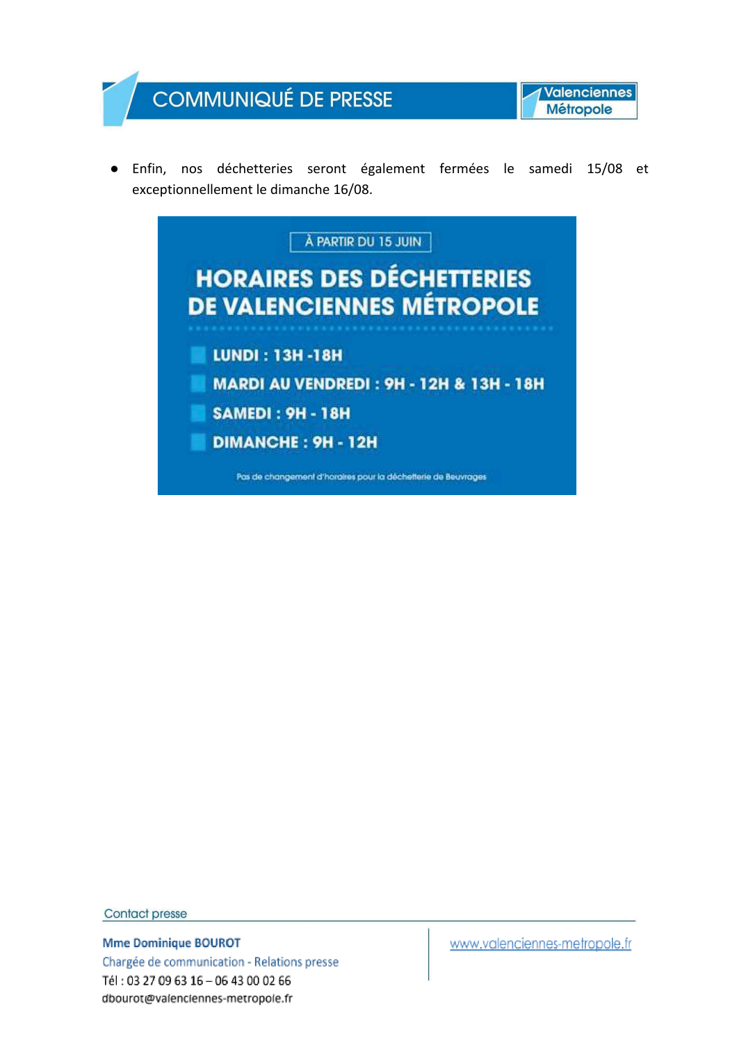- Enfin, nos déchetteries seront également fermées le samedi 15/08 et exceptionnellement le dimanche 16/08.

À PARTIR DU 15 JUIN

**HORAIRES DES DÉCHETTERIES DE VALENCIENNES MÉTROPOLE**

- **LUNDI : 13H -18H**
- **MARDI AU VENDREDI : 9H - 12H & 13H - 18H**
- **SAMEDI : 9H - 18H**
- **DIMANCHE : 9H - 12H**

Pas de changement d'horaires pour la déchetterie de Beuvrages

Contact presse

**Mme Dominique BOUROT**
Chargée de communication - Relations presse
Tél : 03 27 09 63 16 – 06 43 00 02 66
dbourot@valenciennes-metropole.fr

www.valenciennes-metropole.fr